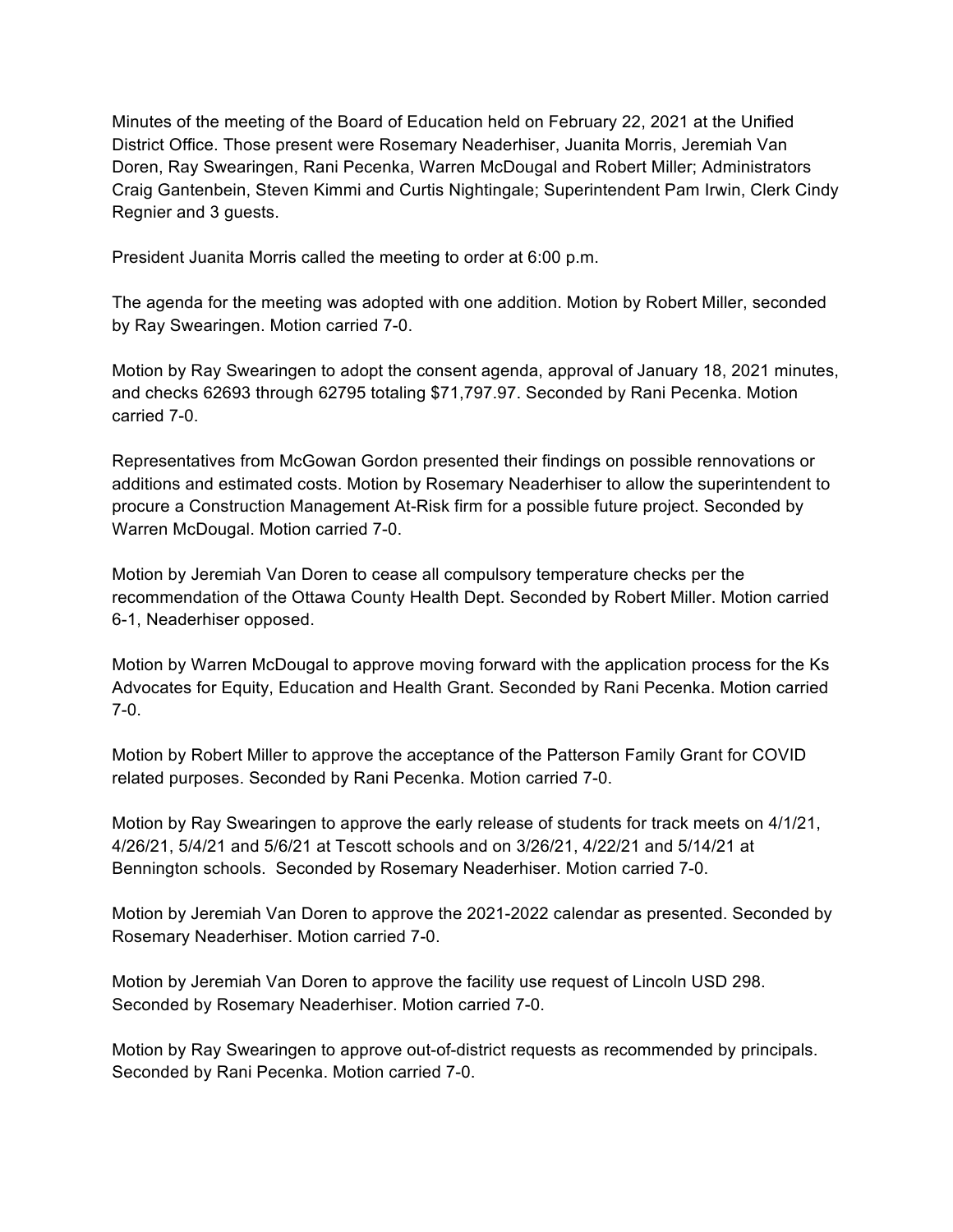Minutes of the meeting of the Board of Education held on February 22, 2021 at the Unified District Office. Those present were Rosemary Neaderhiser, Juanita Morris, Jeremiah Van Doren, Ray Swearingen, Rani Pecenka, Warren McDougal and Robert Miller; Administrators Craig Gantenbein, Steven Kimmi and Curtis Nightingale; Superintendent Pam Irwin, Clerk Cindy Regnier and 3 guests.

President Juanita Morris called the meeting to order at 6:00 p.m.

The agenda for the meeting was adopted with one addition. Motion by Robert Miller, seconded by Ray Swearingen. Motion carried 7-0.

Motion by Ray Swearingen to adopt the consent agenda, approval of January 18, 2021 minutes, and checks 62693 through 62795 totaling $71,797.97. Seconded by Rani Pecenka. Motion carried 7-0.

Representatives from McGowan Gordon presented their findings on possible rennovations or additions and estimated costs. Motion by Rosemary Neaderhiser to allow the superintendent to procure a Construction Management At-Risk firm for a possible future project. Seconded by Warren McDougal. Motion carried 7-0.

Motion by Jeremiah Van Doren to cease all compulsory temperature checks per the recommendation of the Ottawa County Health Dept. Seconded by Robert Miller. Motion carried 6-1, Neaderhiser opposed.

Motion by Warren McDougal to approve moving forward with the application process for the Ks Advocates for Equity, Education and Health Grant. Seconded by Rani Pecenka. Motion carried 7-0.

Motion by Robert Miller to approve the acceptance of the Patterson Family Grant for COVID related purposes. Seconded by Rani Pecenka. Motion carried 7-0.

Motion by Ray Swearingen to approve the early release of students for track meets on 4/1/21, 4/26/21, 5/4/21 and 5/6/21 at Tescott schools and on 3/26/21, 4/22/21 and 5/14/21 at Bennington schools. Seconded by Rosemary Neaderhiser. Motion carried 7-0.

Motion by Jeremiah Van Doren to approve the 2021-2022 calendar as presented. Seconded by Rosemary Neaderhiser. Motion carried 7-0.

Motion by Jeremiah Van Doren to approve the facility use request of Lincoln USD 298. Seconded by Rosemary Neaderhiser. Motion carried 7-0.

Motion by Ray Swearingen to approve out-of-district requests as recommended by principals. Seconded by Rani Pecenka. Motion carried 7-0.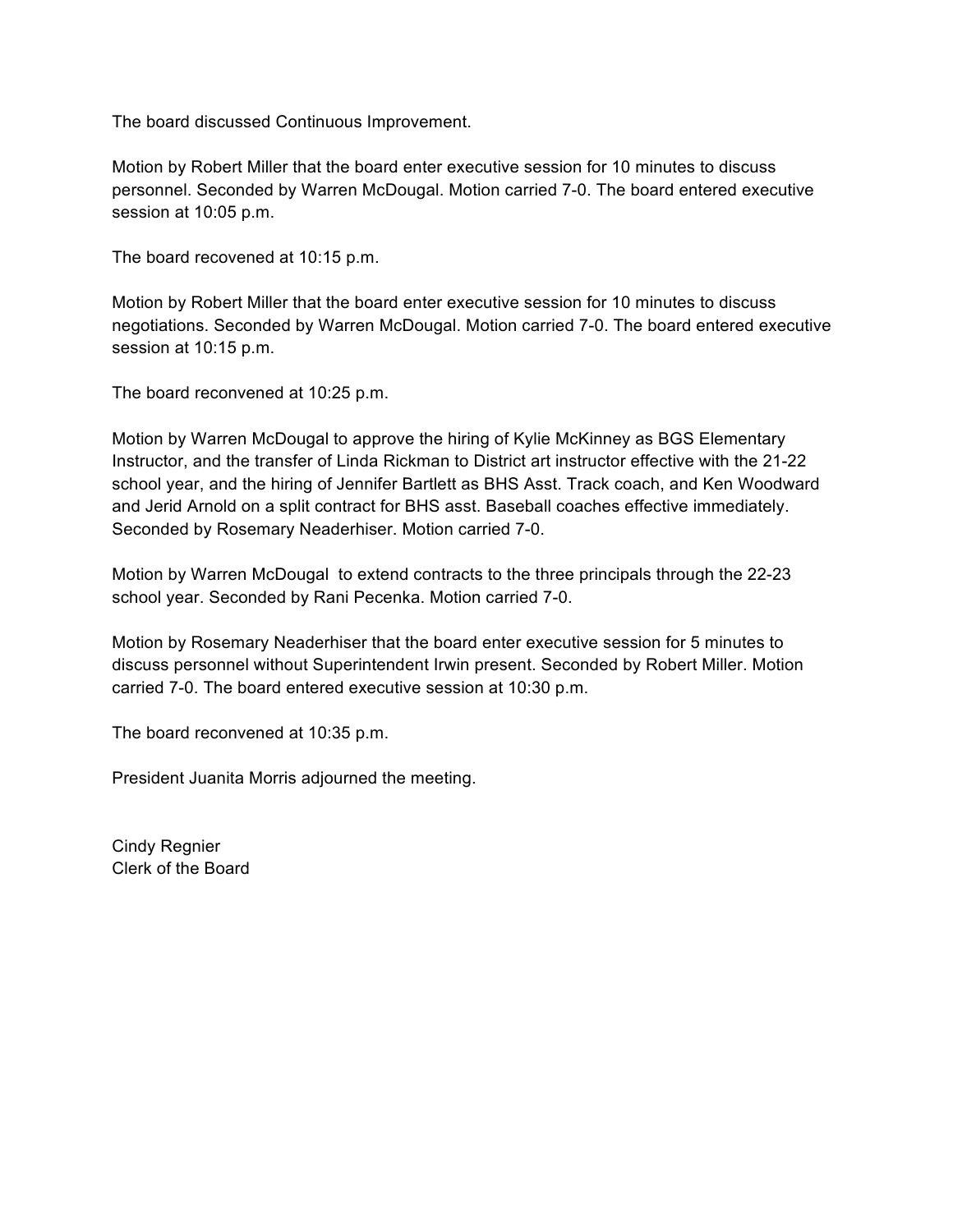The board discussed Continuous Improvement.

Motion by Robert Miller that the board enter executive session for 10 minutes to discuss personnel. Seconded by Warren McDougal. Motion carried 7-0. The board entered executive session at 10:05 p.m.

The board recovened at 10:15 p.m.

Motion by Robert Miller that the board enter executive session for 10 minutes to discuss negotiations. Seconded by Warren McDougal. Motion carried 7-0. The board entered executive session at 10:15 p.m.

The board reconvened at 10:25 p.m.

Motion by Warren McDougal to approve the hiring of Kylie McKinney as BGS Elementary Instructor, and the transfer of Linda Rickman to District art instructor effective with the 21-22 school year, and the hiring of Jennifer Bartlett as BHS Asst. Track coach, and Ken Woodward and Jerid Arnold on a split contract for BHS asst. Baseball coaches effective immediately. Seconded by Rosemary Neaderhiser. Motion carried 7-0.

Motion by Warren McDougal to extend contracts to the three principals through the 22-23 school year. Seconded by Rani Pecenka. Motion carried 7-0.

Motion by Rosemary Neaderhiser that the board enter executive session for 5 minutes to discuss personnel without Superintendent Irwin present. Seconded by Robert Miller. Motion carried 7-0. The board entered executive session at 10:30 p.m.

The board reconvened at 10:35 p.m.

President Juanita Morris adjourned the meeting.

Cindy Regnier
Clerk of the Board